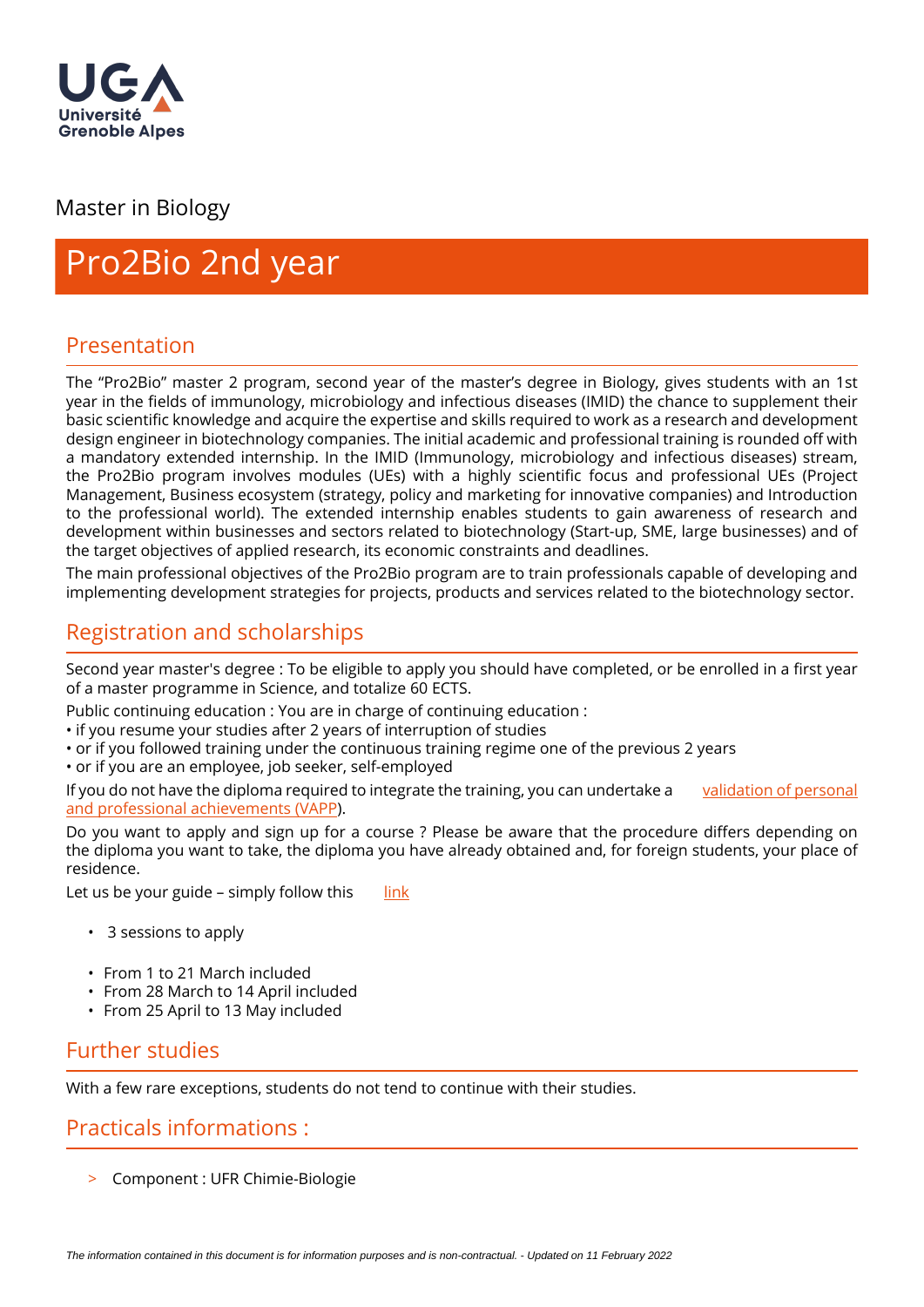Université Grenoble Alpes

Master in Biology

# Pro2Bio 2nd year

## Presentation

The "Pro2Bio" master 2 program, second year of the master's degree in Biology, gives students with an 1st year in the fields of immunology, microbiology and infectious diseases (IMID) the chance to supplement their basic scientific knowledge and acquire the expertise and skills required to work as a research and development design engineer in biotechnology companies. The initial academic and professional training is rounded off with a mandatory extended internship. In the IMID (Immunology, microbiology and infectious diseases) stream, the Pro2Bio program involves modules (UEs) with a highly scientific focus and professional UEs (Project Management, Business ecosystem (strategy, policy and marketing for innovative companies) and Introduction to the professional world). The extended internship enables students to gain awareness of research and development within businesses and sectors related to biotechnology (Start-up, SME, large businesses) and of the target objectives of applied research, its economic constraints and deadlines.

The main professional objectives of the Pro2Bio program are to train professionals capable of developing and implementing development strategies for projects, products and services related to the biotechnology sector.

## Registration and scholarships

Second year master's degree : To be eligible to apply you should have completed, or be enrolled in a first year of a master programme in Science, and totalize 60 ECTS.

Public continuing education : You are in charge of continuing education :

- if you resume your studies after 2 years of interruption of studies
- or if you followed training under the continuous training regime one of the previous 2 years
- or if you are an employee, job seeker, self-employed

If you do not have the diploma required to integrate the training, you can undertake a validation of personal and professional achievements (VAPP).

Do you want to apply and sign up for a course ? Please be aware that the procedure differs depending on the diploma you want to take, the diploma you have already obtained and, for foreign students, your place of residence.

Let us be your guide – simply follow this link

- 3 sessions to apply

- From 1 to 21 March included
- From 28 March to 14 April included
- From 25 April to 13 May included

## Further studies

With a few rare exceptions, students do not tend to continue with their studies.

## Practicals informations :

> Component : UFR Chimie-Biologie

*The information contained in this document is for information purposes and is non-contractual. - Updated on 11 February 2022*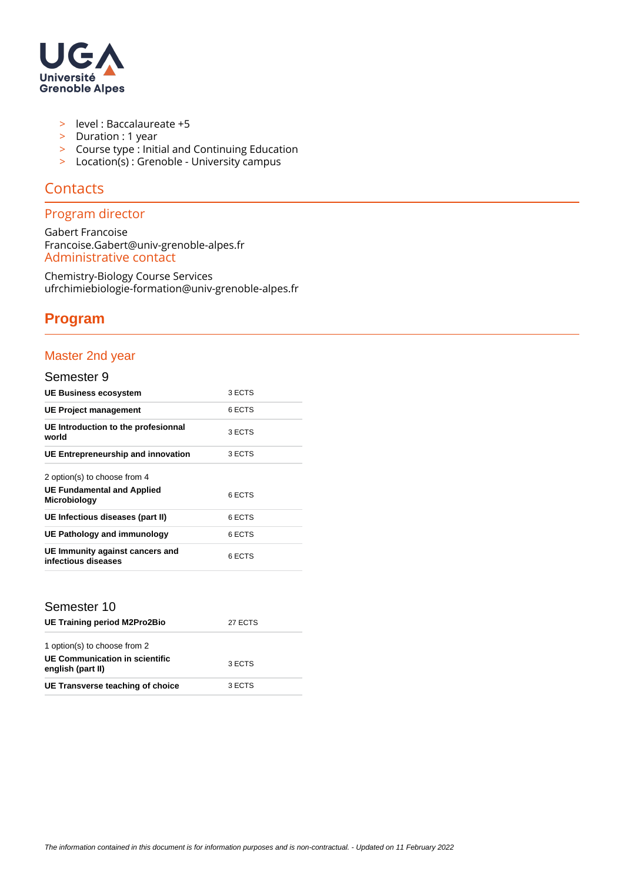- level : Baccalaureate +5
- Duration : 1 year
- Course type : Initial and Continuing Education
- Location(s) : Grenoble - University campus

## Contacts

### Program director

Gabert Francoise
Francoise.Gabert@univ-grenoble-alpes.fr

### Administrative contact

Chemistry-Biology Course Services
ufrchimiebiologie-formation@univ-grenoble-alpes.fr

## Program

### Master 2nd year

#### Semester 9

| | |
|---|---|
| **UE Business ecosystem** | 3 ECTS |
| **UE Project management** | 6 ECTS |
| **UE Introduction to the profesionnal world** | 3 ECTS |
| **UE Entrepreneurship and innovation** | 3 ECTS |

2 option(s) to choose from 4

| | |
|---|---|
| **UE Fundamental and Applied Microbiology** | 6 ECTS |
| **UE Infectious diseases (part II)** | 6 ECTS |
| **UE Pathology and immunology** | 6 ECTS |
| **UE Immunity against cancers and infectious diseases** | 6 ECTS |

#### Semester 10

| | |
|---|---|
| **UE Training period M2Pro2Bio** | 27 ECTS |

1 option(s) to choose from 2

| | |
|---|---|
| **UE Communication in scientific english (part II)** | 3 ECTS |
| **UE Transverse teaching of choice** | 3 ECTS |

*The information contained in this document is for information purposes and is non-contractual. - Updated on 11 February 2022*